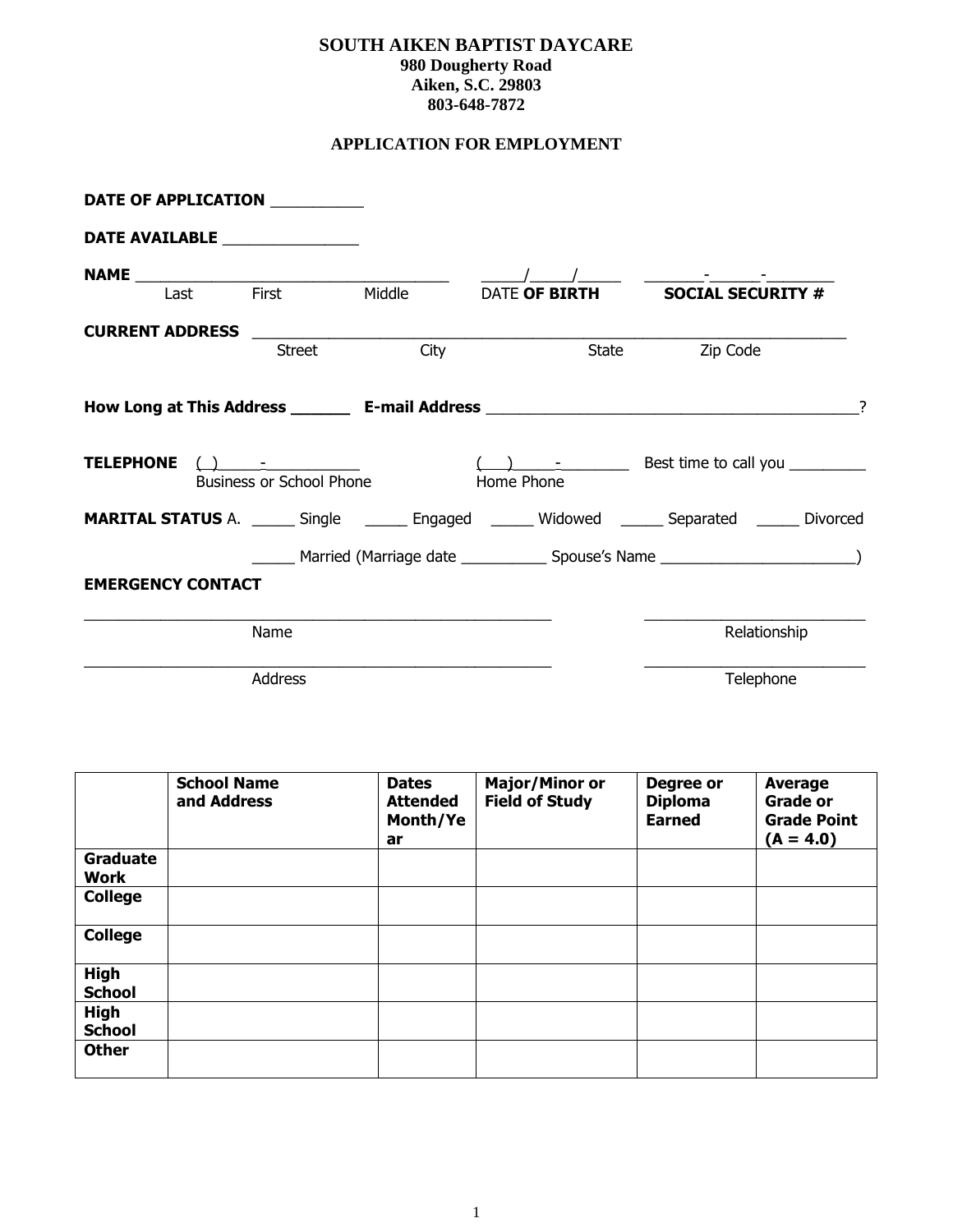**SOUTH AIKEN BAPTIST DAYCARE**
**980 Dougherty Road**
**Aiken, S.C. 29803**
**803-648-7872**

**APPLICATION FOR EMPLOYMENT**

**DATE OF APPLICATION** __________

**DATE AVAILABLE** _______________

**NAME** ___________________________________ _____/_____/_____ _______-______-________
Last First Middle DATE **OF BIRTH** **SOCIAL SECURITY #**

**CURRENT ADDRESS** ____________________________________________________________________
Street City State Zip Code

**How Long at This Address** ______ **E-mail Address** __________________________________________?

**TELEPHONE** ( ) _____-___________ ( ) _____-________ Best time to call you _________
Business or School Phone Home Phone

**MARITAL STATUS** A. _____ Single _____ Engaged _____ Widowed _____ Separated _____ Divorced

_____ Married (Marriage date __________ Spouse's Name ______________________)

**EMERGENCY CONTACT**

_____________________________________________________ _________________________
Name Relationship

_____________________________________________________ _________________________
Address Telephone

| | **School Name and Address** | **Dates Attended Month/Year** | **Major/Minor or Field of Study** | **Degree or Diploma Earned** | **Average Grade or Grade Point (A = 4.0)** |
|---|---|---|---|---|---|
| **Graduate Work** | | | | | |
| **College** | | | | | |
| **College** | | | | | |
| **High School** | | | | | |
| **High School** | | | | | |
| **Other** | | | | | |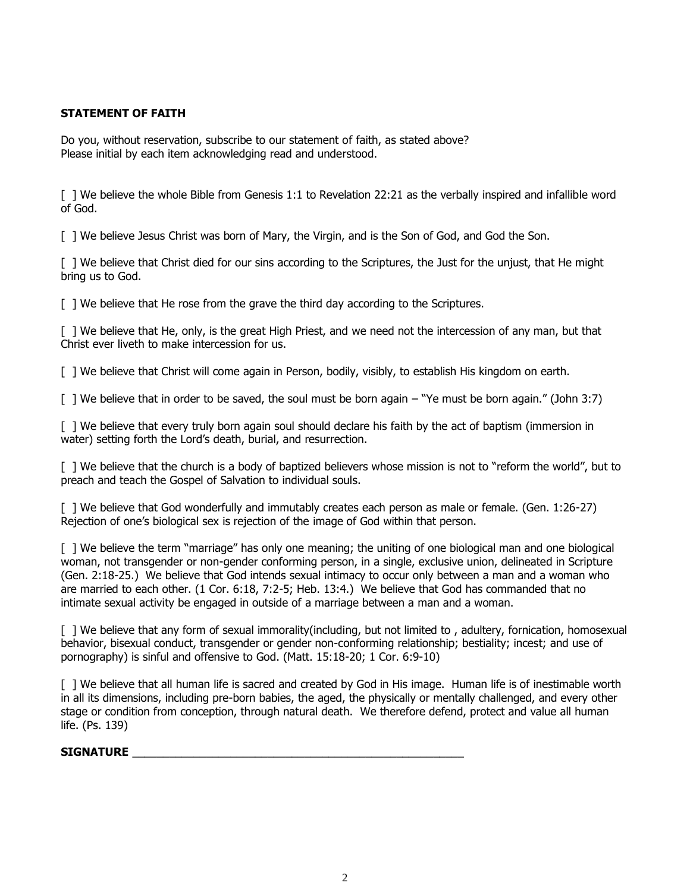**STATEMENT OF FAITH**

Do you, without reservation, subscribe to our statement of faith, as stated above?
Please initial by each item acknowledging read and understood.

[ ] We believe the whole Bible from Genesis 1:1 to Revelation 22:21 as the verbally inspired and infallible word of God.

[ ] We believe Jesus Christ was born of Mary, the Virgin, and is the Son of God, and God the Son.

[ ] We believe that Christ died for our sins according to the Scriptures, the Just for the unjust, that He might bring us to God.

[ ] We believe that He rose from the grave the third day according to the Scriptures.

[ ] We believe that He, only, is the great High Priest, and we need not the intercession of any man, but that Christ ever liveth to make intercession for us.

[ ] We believe that Christ will come again in Person, bodily, visibly, to establish His kingdom on earth.

[ ] We believe that in order to be saved, the soul must be born again – "Ye must be born again." (John 3:7)

[ ] We believe that every truly born again soul should declare his faith by the act of baptism (immersion in water) setting forth the Lord's death, burial, and resurrection.

[ ] We believe that the church is a body of baptized believers whose mission is not to "reform the world", but to preach and teach the Gospel of Salvation to individual souls.

[ ] We believe that God wonderfully and immutably creates each person as male or female. (Gen. 1:26-27) Rejection of one's biological sex is rejection of the image of God within that person.

[ ] We believe the term "marriage" has only one meaning; the uniting of one biological man and one biological woman, not transgender or non-gender conforming person, in a single, exclusive union, delineated in Scripture (Gen. 2:18-25.) We believe that God intends sexual intimacy to occur only between a man and a woman who are married to each other. (1 Cor. 6:18, 7:2-5; Heb. 13:4.) We believe that God has commanded that no intimate sexual activity be engaged in outside of a marriage between a man and a woman.

[ ] We believe that any form of sexual immorality(including, but not limited to , adultery, fornication, homosexual behavior, bisexual conduct, transgender or gender non-conforming relationship; bestiality; incest; and use of pornography) is sinful and offensive to God. (Matt. 15:18-20; 1 Cor. 6:9-10)

[ ] We believe that all human life is sacred and created by God in His image. Human life is of inestimable worth in all its dimensions, including pre-born babies, the aged, the physically or mentally challenged, and every other stage or condition from conception, through natural death. We therefore defend, protect and value all human life. (Ps. 139)

**SIGNATURE** ______________________________________________________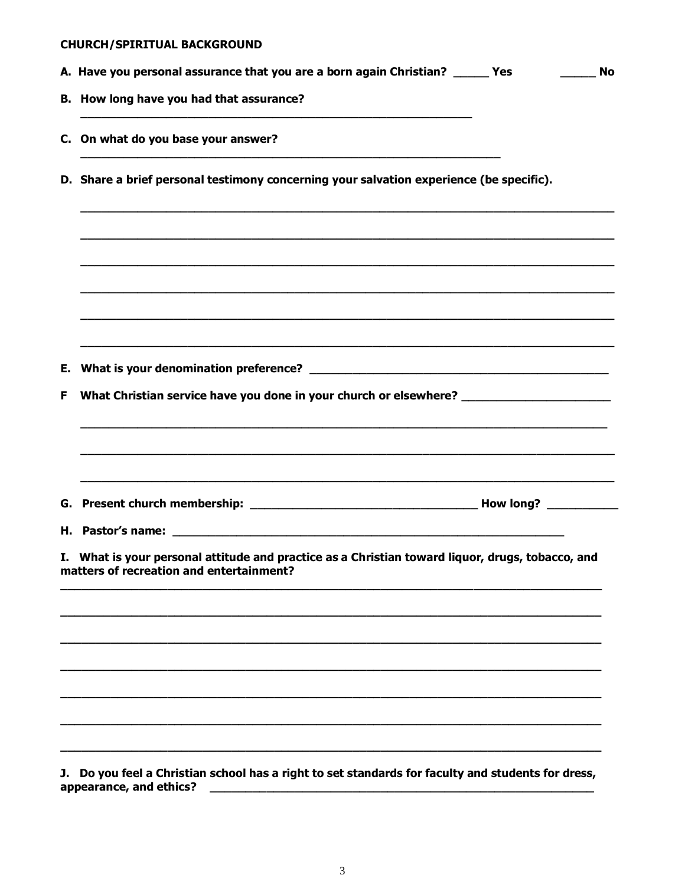**CHURCH/SPIRITUAL BACKGROUND**

**A. Have you personal assurance that you are a born again Christian? _____ Yes _____ No**

**B. How long have you had that assurance?**

**______________________________________________________________**

**C. On what do you base your answer?**

**__________________________________________________________________**

**D. Share a brief personal testimony concerning your salvation experience (be specific).**

**________________________________________________________________________________**

**________________________________________________________________________________**

**________________________________________________________________________________**

**________________________________________________________________________________**

**________________________________________________________________________________**

**________________________________________________________________________________**

**E. What is your denomination preference? _______________________________________________**

**F What Christian service have you done in your church or elsewhere? ______________________**

**________________________________________________________________________________**

**________________________________________________________________________________**

**________________________________________________________________________________**

**G. Present church membership: ____________________________________ How long? ___________**

**H. Pastor's name: ______________________________________________________________**

**I. What is your personal attitude and practice as a Christian toward liquor, drugs, tobacco, and matters of recreation and entertainment?**

**________________________________________________________________________________**

**________________________________________________________________________________**

**________________________________________________________________________________**

**________________________________________________________________________________**

**________________________________________________________________________________**

**________________________________________________________________________________**

**________________________________________________________________________________**

**J. Do you feel a Christian school has a right to set standards for faculty and students for dress, appearance, and ethics? ___________________________________________________________**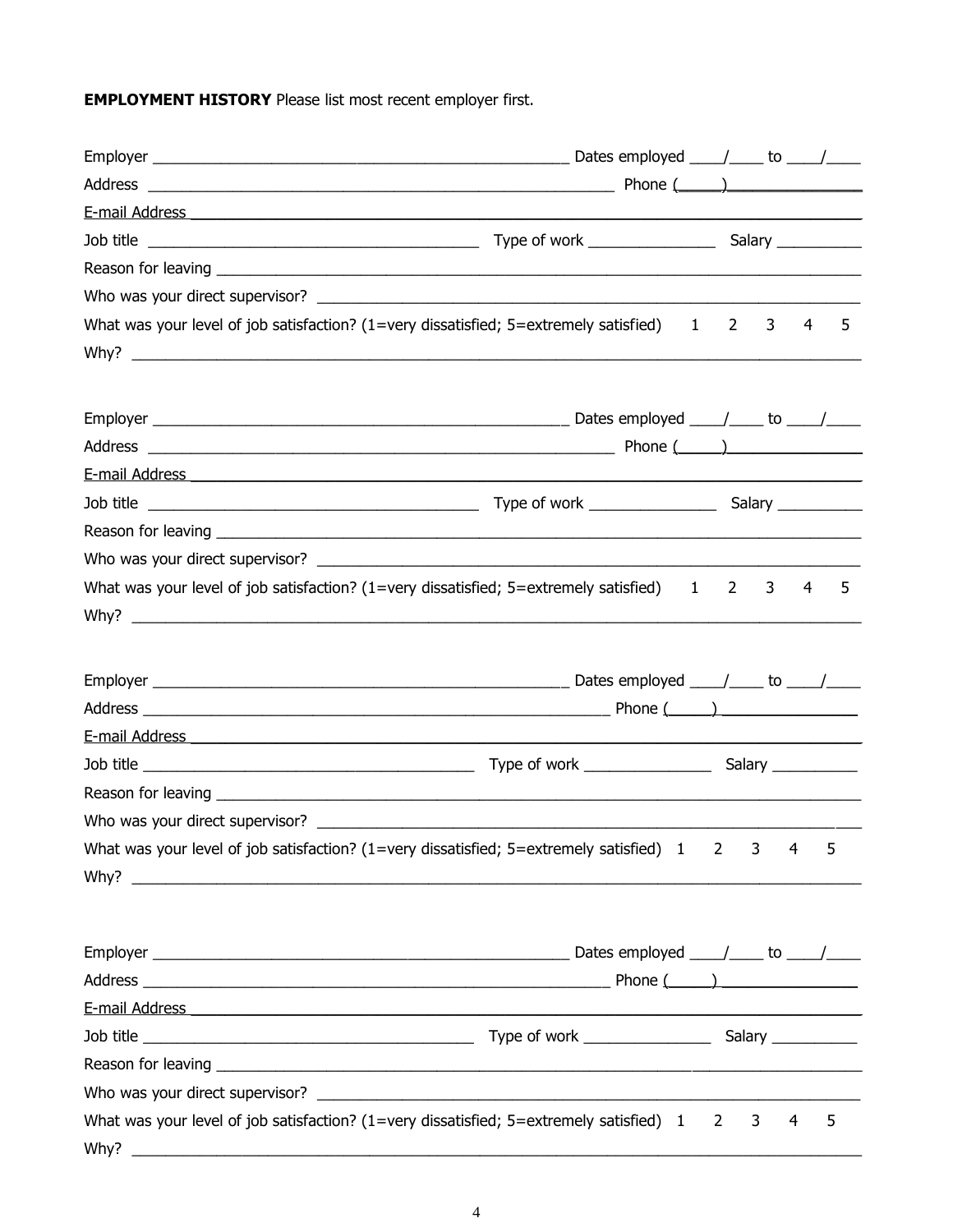**EMPLOYMENT HISTORY** Please list most recent employer first.

Employer ___________________________________________________ Dates employed ____/____ to ____/____

Address ___________________________________________________________ Phone (_____)________________

E-mail Address ___________________________________________________________________________________

Job title _________________________________________ Type of work ________________ Salary __________

Reason for leaving _________________________________________________________________________________

Who was your direct supervisor? _____________________________________________________________________

What was your level of job satisfaction? (1=very dissatisfied; 5=extremely satisfied) 1 2 3 4 5

Why? ____________________________________________________________________________________________

Employer ___________________________________________________ Dates employed ____/____ to ____/____

Address ___________________________________________________________ Phone (_____)________________

E-mail Address ___________________________________________________________________________________

Job title _________________________________________ Type of work ________________ Salary __________

Reason for leaving _________________________________________________________________________________

Who was your direct supervisor? _____________________________________________________________________

What was your level of job satisfaction? (1=very dissatisfied; 5=extremely satisfied) 1 2 3 4 5

Why? ____________________________________________________________________________________________

Employer ___________________________________________________ Dates employed ____/____ to ____/____

Address ___________________________________________________________ Phone (_____)________________

E-mail Address ___________________________________________________________________________________

Job title _________________________________________ Type of work ________________ Salary __________

Reason for leaving _________________________________________________________________________________

Who was your direct supervisor? _____________________________________________________________________

What was your level of job satisfaction? (1=very dissatisfied; 5=extremely satisfied) 1 2 3 4 5

Why? ____________________________________________________________________________________________

Employer ___________________________________________________ Dates employed ____/____ to ____/____

Address ___________________________________________________________ Phone (_____)________________

E-mail Address ___________________________________________________________________________________

Job title _________________________________________ Type of work ________________ Salary __________

Reason for leaving _________________________________________________________________________________

Who was your direct supervisor? _____________________________________________________________________

What was your level of job satisfaction? (1=very dissatisfied; 5=extremely satisfied) 1 2 3 4 5

Why? ____________________________________________________________________________________________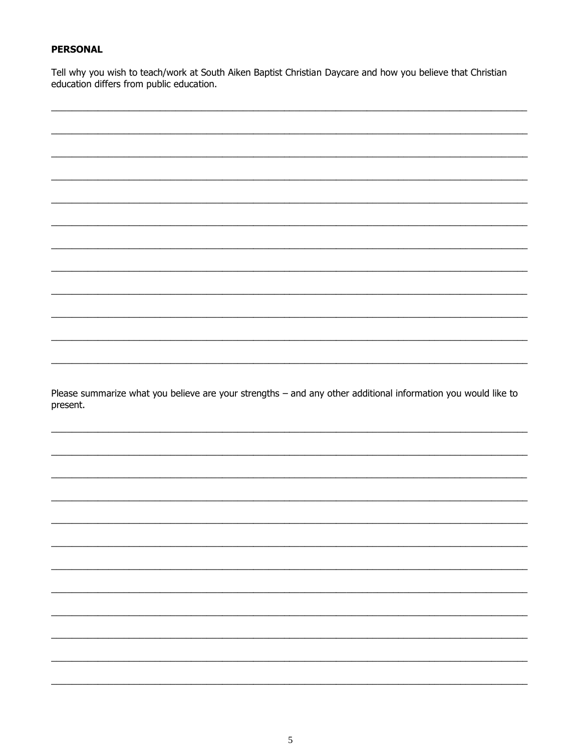**PERSONAL**

Tell why you wish to teach/work at South Aiken Baptist Christian Daycare and how you believe that Christian education differs from public education.

\_\_\_\_\_\_\_\_\_\_\_\_\_\_\_\_\_\_\_\_\_\_\_\_\_\_\_\_\_\_\_\_\_\_\_\_\_\_\_\_\_\_\_\_\_\_\_\_\_\_\_\_\_\_\_\_\_\_\_\_\_\_\_\_\_\_\_\_\_\_\_\_\_\_\_\_\_\_

\_\_\_\_\_\_\_\_\_\_\_\_\_\_\_\_\_\_\_\_\_\_\_\_\_\_\_\_\_\_\_\_\_\_\_\_\_\_\_\_\_\_\_\_\_\_\_\_\_\_\_\_\_\_\_\_\_\_\_\_\_\_\_\_\_\_\_\_\_\_\_\_\_\_\_\_\_\_

\_\_\_\_\_\_\_\_\_\_\_\_\_\_\_\_\_\_\_\_\_\_\_\_\_\_\_\_\_\_\_\_\_\_\_\_\_\_\_\_\_\_\_\_\_\_\_\_\_\_\_\_\_\_\_\_\_\_\_\_\_\_\_\_\_\_\_\_\_\_\_\_\_\_\_\_\_\_

\_\_\_\_\_\_\_\_\_\_\_\_\_\_\_\_\_\_\_\_\_\_\_\_\_\_\_\_\_\_\_\_\_\_\_\_\_\_\_\_\_\_\_\_\_\_\_\_\_\_\_\_\_\_\_\_\_\_\_\_\_\_\_\_\_\_\_\_\_\_\_\_\_\_\_\_\_\_

\_\_\_\_\_\_\_\_\_\_\_\_\_\_\_\_\_\_\_\_\_\_\_\_\_\_\_\_\_\_\_\_\_\_\_\_\_\_\_\_\_\_\_\_\_\_\_\_\_\_\_\_\_\_\_\_\_\_\_\_\_\_\_\_\_\_\_\_\_\_\_\_\_\_\_\_\_\_

\_\_\_\_\_\_\_\_\_\_\_\_\_\_\_\_\_\_\_\_\_\_\_\_\_\_\_\_\_\_\_\_\_\_\_\_\_\_\_\_\_\_\_\_\_\_\_\_\_\_\_\_\_\_\_\_\_\_\_\_\_\_\_\_\_\_\_\_\_\_\_\_\_\_\_\_\_\_

\_\_\_\_\_\_\_\_\_\_\_\_\_\_\_\_\_\_\_\_\_\_\_\_\_\_\_\_\_\_\_\_\_\_\_\_\_\_\_\_\_\_\_\_\_\_\_\_\_\_\_\_\_\_\_\_\_\_\_\_\_\_\_\_\_\_\_\_\_\_\_\_\_\_\_\_\_\_

\_\_\_\_\_\_\_\_\_\_\_\_\_\_\_\_\_\_\_\_\_\_\_\_\_\_\_\_\_\_\_\_\_\_\_\_\_\_\_\_\_\_\_\_\_\_\_\_\_\_\_\_\_\_\_\_\_\_\_\_\_\_\_\_\_\_\_\_\_\_\_\_\_\_\_\_\_\_

\_\_\_\_\_\_\_\_\_\_\_\_\_\_\_\_\_\_\_\_\_\_\_\_\_\_\_\_\_\_\_\_\_\_\_\_\_\_\_\_\_\_\_\_\_\_\_\_\_\_\_\_\_\_\_\_\_\_\_\_\_\_\_\_\_\_\_\_\_\_\_\_\_\_\_\_\_\_

\_\_\_\_\_\_\_\_\_\_\_\_\_\_\_\_\_\_\_\_\_\_\_\_\_\_\_\_\_\_\_\_\_\_\_\_\_\_\_\_\_\_\_\_\_\_\_\_\_\_\_\_\_\_\_\_\_\_\_\_\_\_\_\_\_\_\_\_\_\_\_\_\_\_\_\_\_\_

\_\_\_\_\_\_\_\_\_\_\_\_\_\_\_\_\_\_\_\_\_\_\_\_\_\_\_\_\_\_\_\_\_\_\_\_\_\_\_\_\_\_\_\_\_\_\_\_\_\_\_\_\_\_\_\_\_\_\_\_\_\_\_\_\_\_\_\_\_\_\_\_\_\_\_\_\_\_

\_\_\_\_\_\_\_\_\_\_\_\_\_\_\_\_\_\_\_\_\_\_\_\_\_\_\_\_\_\_\_\_\_\_\_\_\_\_\_\_\_\_\_\_\_\_\_\_\_\_\_\_\_\_\_\_\_\_\_\_\_\_\_\_\_\_\_\_\_\_\_\_\_\_\_\_\_\_

Please summarize what you believe are your strengths – and any other additional information you would like to present.

\_\_\_\_\_\_\_\_\_\_\_\_\_\_\_\_\_\_\_\_\_\_\_\_\_\_\_\_\_\_\_\_\_\_\_\_\_\_\_\_\_\_\_\_\_\_\_\_\_\_\_\_\_\_\_\_\_\_\_\_\_\_\_\_\_\_\_\_\_\_\_\_\_\_\_\_\_\_

\_\_\_\_\_\_\_\_\_\_\_\_\_\_\_\_\_\_\_\_\_\_\_\_\_\_\_\_\_\_\_\_\_\_\_\_\_\_\_\_\_\_\_\_\_\_\_\_\_\_\_\_\_\_\_\_\_\_\_\_\_\_\_\_\_\_\_\_\_\_\_\_\_\_\_\_\_\_

\_\_\_\_\_\_\_\_\_\_\_\_\_\_\_\_\_\_\_\_\_\_\_\_\_\_\_\_\_\_\_\_\_\_\_\_\_\_\_\_\_\_\_\_\_\_\_\_\_\_\_\_\_\_\_\_\_\_\_\_\_\_\_\_\_\_\_\_\_\_\_\_\_\_\_\_\_\_

\_\_\_\_\_\_\_\_\_\_\_\_\_\_\_\_\_\_\_\_\_\_\_\_\_\_\_\_\_\_\_\_\_\_\_\_\_\_\_\_\_\_\_\_\_\_\_\_\_\_\_\_\_\_\_\_\_\_\_\_\_\_\_\_\_\_\_\_\_\_\_\_\_\_\_\_\_\_

\_\_\_\_\_\_\_\_\_\_\_\_\_\_\_\_\_\_\_\_\_\_\_\_\_\_\_\_\_\_\_\_\_\_\_\_\_\_\_\_\_\_\_\_\_\_\_\_\_\_\_\_\_\_\_\_\_\_\_\_\_\_\_\_\_\_\_\_\_\_\_\_\_\_\_\_\_\_

\_\_\_\_\_\_\_\_\_\_\_\_\_\_\_\_\_\_\_\_\_\_\_\_\_\_\_\_\_\_\_\_\_\_\_\_\_\_\_\_\_\_\_\_\_\_\_\_\_\_\_\_\_\_\_\_\_\_\_\_\_\_\_\_\_\_\_\_\_\_\_\_\_\_\_\_\_\_

\_\_\_\_\_\_\_\_\_\_\_\_\_\_\_\_\_\_\_\_\_\_\_\_\_\_\_\_\_\_\_\_\_\_\_\_\_\_\_\_\_\_\_\_\_\_\_\_\_\_\_\_\_\_\_\_\_\_\_\_\_\_\_\_\_\_\_\_\_\_\_\_\_\_\_\_\_\_

\_\_\_\_\_\_\_\_\_\_\_\_\_\_\_\_\_\_\_\_\_\_\_\_\_\_\_\_\_\_\_\_\_\_\_\_\_\_\_\_\_\_\_\_\_\_\_\_\_\_\_\_\_\_\_\_\_\_\_\_\_\_\_\_\_\_\_\_\_\_\_\_\_\_\_\_\_\_

\_\_\_\_\_\_\_\_\_\_\_\_\_\_\_\_\_\_\_\_\_\_\_\_\_\_\_\_\_\_\_\_\_\_\_\_\_\_\_\_\_\_\_\_\_\_\_\_\_\_\_\_\_\_\_\_\_\_\_\_\_\_\_\_\_\_\_\_\_\_\_\_\_\_\_\_\_\_

\_\_\_\_\_\_\_\_\_\_\_\_\_\_\_\_\_\_\_\_\_\_\_\_\_\_\_\_\_\_\_\_\_\_\_\_\_\_\_\_\_\_\_\_\_\_\_\_\_\_\_\_\_\_\_\_\_\_\_\_\_\_\_\_\_\_\_\_\_\_\_\_\_\_\_\_\_\_

\_\_\_\_\_\_\_\_\_\_\_\_\_\_\_\_\_\_\_\_\_\_\_\_\_\_\_\_\_\_\_\_\_\_\_\_\_\_\_\_\_\_\_\_\_\_\_\_\_\_\_\_\_\_\_\_\_\_\_\_\_\_\_\_\_\_\_\_\_\_\_\_\_\_\_\_\_\_

\_\_\_\_\_\_\_\_\_\_\_\_\_\_\_\_\_\_\_\_\_\_\_\_\_\_\_\_\_\_\_\_\_\_\_\_\_\_\_\_\_\_\_\_\_\_\_\_\_\_\_\_\_\_\_\_\_\_\_\_\_\_\_\_\_\_\_\_\_\_\_\_\_\_\_\_\_\_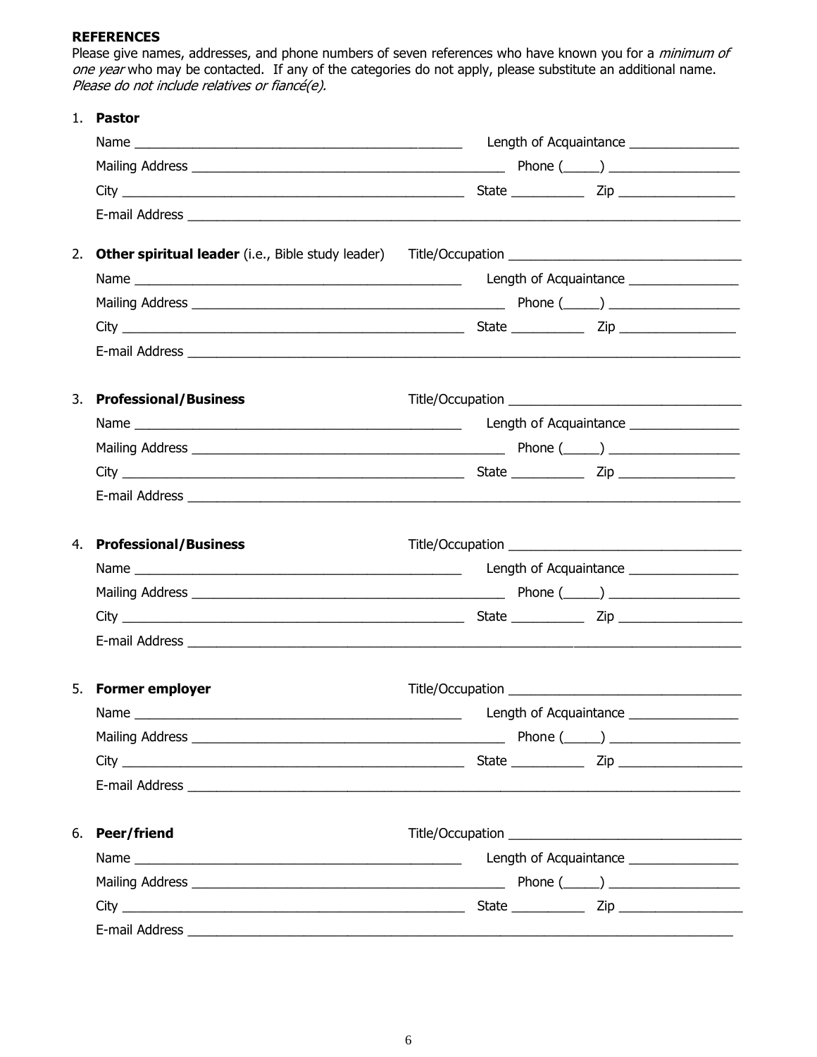**REFERENCES**

Please give names, addresses, and phone numbers of seven references who have known you for a *minimum of one year* who may be contacted. If any of the categories do not apply, please substitute an additional name. *Please do not include relatives or fiancé(e).*

1. **Pastor**

   Name _______________________________________________ Length of Acquaintance ________________

   Mailing Address _____________________________________________ Phone (_____) __________________

   City _________________________________________________ State __________ Zip _________________

   E-mail Address ________________________________________________________________________________

2. **Other spiritual leader** (i.e., Bible study leader) Title/Occupation _________________________________

   Name _______________________________________________ Length of Acquaintance ________________

   Mailing Address _____________________________________________ Phone (_____) __________________

   City _________________________________________________ State __________ Zip _________________

   E-mail Address ________________________________________________________________________________

3. **Professional/Business** Title/Occupation _________________________________

   Name _______________________________________________ Length of Acquaintance ________________

   Mailing Address _____________________________________________ Phone (_____) __________________

   City _________________________________________________ State __________ Zip _________________

   E-mail Address ________________________________________________________________________________

4. **Professional/Business** Title/Occupation _________________________________

   Name _______________________________________________ Length of Acquaintance ________________

   Mailing Address _____________________________________________ Phone (_____) __________________

   City _________________________________________________ State __________ Zip _________________

   E-mail Address ________________________________________________________________________________

5. **Former employer** Title/Occupation _________________________________

   Name _______________________________________________ Length of Acquaintance ________________

   Mailing Address _____________________________________________ Phone (_____) __________________

   City _________________________________________________ State __________ Zip _________________

   E-mail Address ________________________________________________________________________________

6. **Peer/friend** Title/Occupation _________________________________

   Name _______________________________________________ Length of Acquaintance ________________

   Mailing Address _____________________________________________ Phone (_____) __________________

   City _________________________________________________ State __________ Zip _________________

   E-mail Address ________________________________________________________________________________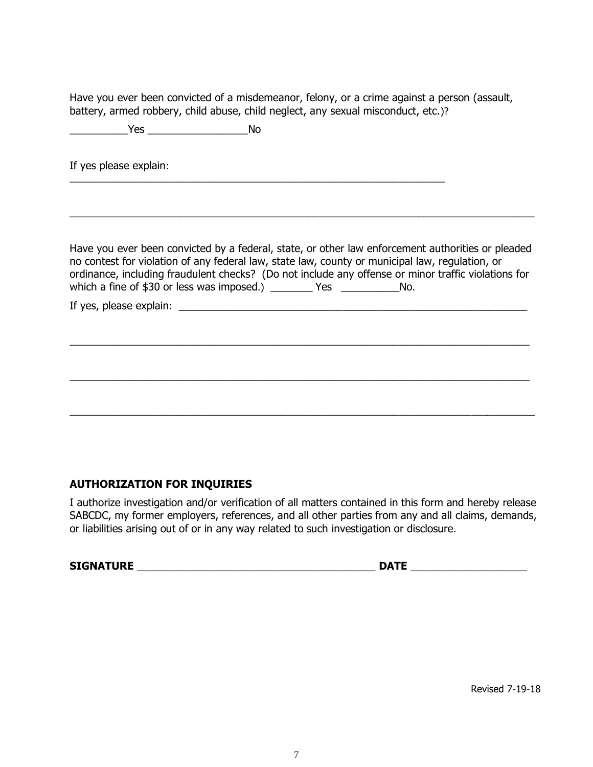Have you ever been convicted of a misdemeanor, felony, or a crime against a person (assault, battery, armed robbery, child abuse, child neglect, any sexual misconduct, etc.)?

__________Yes _________________No

If yes please explain:
___________________________________________________________________

_____________________________________________________________________________________

Have you ever been convicted by a federal, state, or other law enforcement authorities or pleaded no contest for violation of any federal law, state law, county or municipal law, regulation, or ordinance, including fraudulent checks? (Do not include any offense or minor traffic violations for which a fine of $30 or less was imposed.) _______ Yes __________No.

If yes, please explain: _______________________________________________________________

_____________________________________________________________________________________

_____________________________________________________________________________________

_____________________________________________________________________________________

**AUTHORIZATION FOR INQUIRIES**

I authorize investigation and/or verification of all matters contained in this form and hereby release SABCDC, my former employers, references, and all other parties from any and all claims, demands, or liabilities arising out of or in any way related to such investigation or disclosure.

**SIGNATURE** ______________________________________ **DATE** __________________

Revised 7-19-18